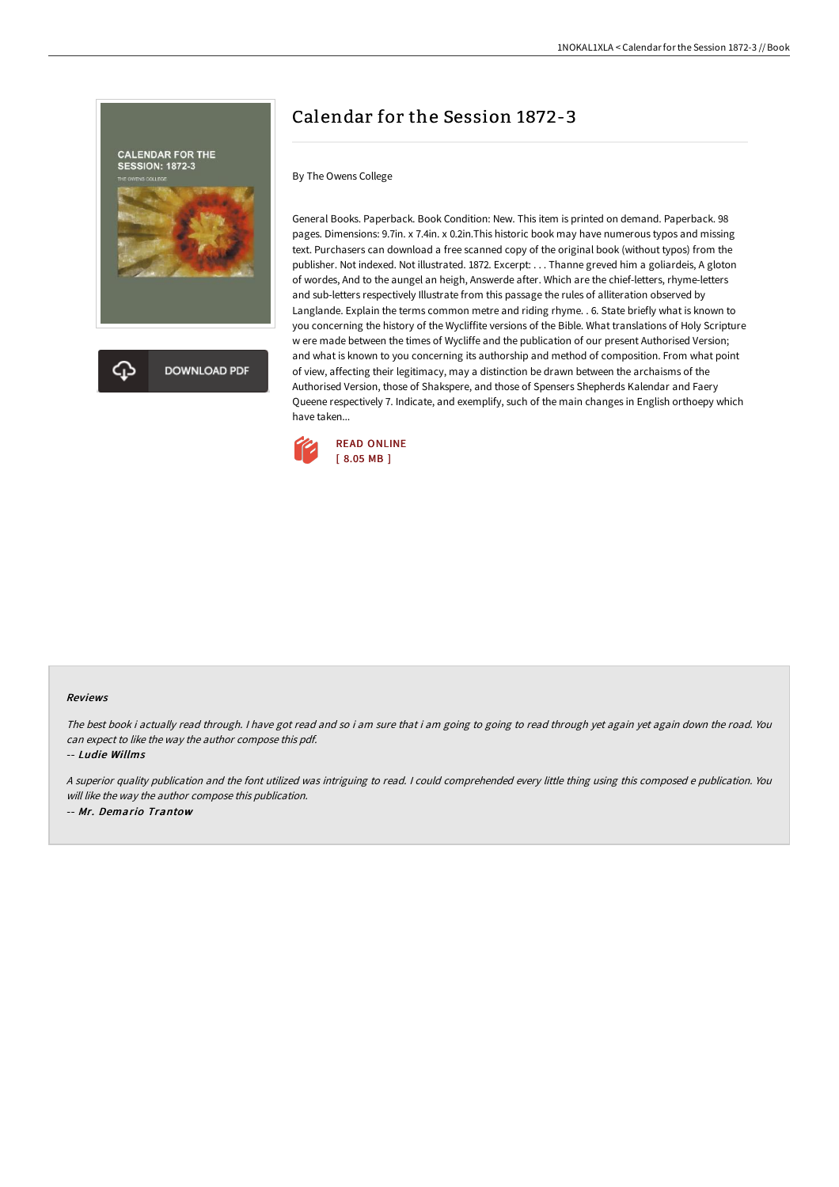# Calendar for the Session 1872-3

By The Owens College

General Books. Paperback. Book Condition: New. This item is printed on demand. Paperback. 98 pages. Dimensions: 9.7in. x 7.4in. x 0.2in.This historic book may have numerous typos and missing text. Purchasers can download a free scanned copy of the original book (without typos) from the publisher. Not indexed. Not illustrated. 1872. Excerpt: . . . Thanne greved him a goliardeis, A gloton of wordes, And to the aungel an heigh, Answerde after. Which are the chief-letters, rhyme-letters and sub-letters respectively Illustrate from this passage the rules of alliteration observed by Langlande. Explain the terms common metre and riding rhyme. . 6. State briefly what is known to you concerning the history of the Wycliffite versions of the Bible. What translations of Holy Scripture w ere made between the times of Wycliffe and the publication of our present Authorised Version; and what is known to you concerning its authorship and method of composition. From what point of view, affecting their legitimacy, may a distinction be drawn between the archaisms of the Authorised Version, those of Shakspere, and those of Spensers Shepherds Kalendar and Faery Queene respectively 7. Indicate, and exemplify, such of the main changes in English orthoepy which have taken...

READ ONLINE
[ 8.05 MB ]

### Reviews

*The best book i actually read through. I have got read and so i am sure that i am going to going to read through yet again yet again down the road. You can expect to like the way the author compose this pdf.*

-- ***Ludie Willms***

*A superior quality publication and the font utilized was intriguing to read. I could comprehended every little thing using this composed e publication. You will like the way the author compose this publication.*

-- ***Mr. Demario Trantow***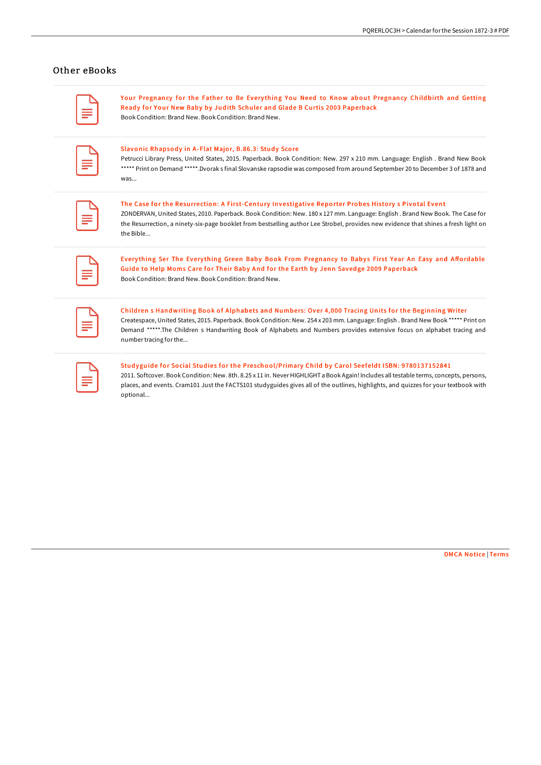## Other eBooks

**Your Pregnancy for the Father to Be Everything You Need to Know about Pregnancy Childbirth and Getting Ready for Your New Baby by Judith Schuler and Glade B Curtis 2003 Paperback**

Book Condition: Brand New. Book Condition: Brand New.

**Slavonic Rhapsody in A-Flat Major, B.86.3: Study Score**

Petrucci Library Press, United States, 2015. Paperback. Book Condition: New. 297 x 210 mm. Language: English . Brand New Book ***** Print on Demand *****.Dvorak s final Slovanske rapsodie was composed from around September 20 to December 3 of 1878 and was...

**The Case for the Resurrection: A First-Century Investigative Reporter Probes History s Pivotal Event**

ZONDERVAN, United States, 2010. Paperback. Book Condition: New. 180 x 127 mm. Language: English . Brand New Book. The Case for the Resurrection, a ninety-six-page booklet from bestselling author Lee Strobel, provides new evidence that shines a fresh light on the Bible...

**Everything Ser The Everything Green Baby Book From Pregnancy to Babys First Year An Easy and Affordable Guide to Help Moms Care for Their Baby And for the Earth by Jenn Savedge 2009 Paperback**

Book Condition: Brand New. Book Condition: Brand New.

**Children s Handwriting Book of Alphabets and Numbers: Over 4,000 Tracing Units for the Beginning Writer**

Createspace, United States, 2015. Paperback. Book Condition: New. 254 x 203 mm. Language: English . Brand New Book ***** Print on Demand *****.The Children s Handwriting Book of Alphabets and Numbers provides extensive focus on alphabet tracing and number tracing for the...

**Studyguide for Social Studies for the Preschool/Primary Child by Carol Seefeldt ISBN: 9780137152841**

2011. Softcover. Book Condition: New. 8th. 8.25 x 11 in. Never HIGHLIGHT a Book Again! Includes all testable terms, concepts, persons, places, and events. Cram101 Just the FACTS101 studyguides gives all of the outlines, highlights, and quizzes for your textbook with optional...

DMCA Notice | Terms